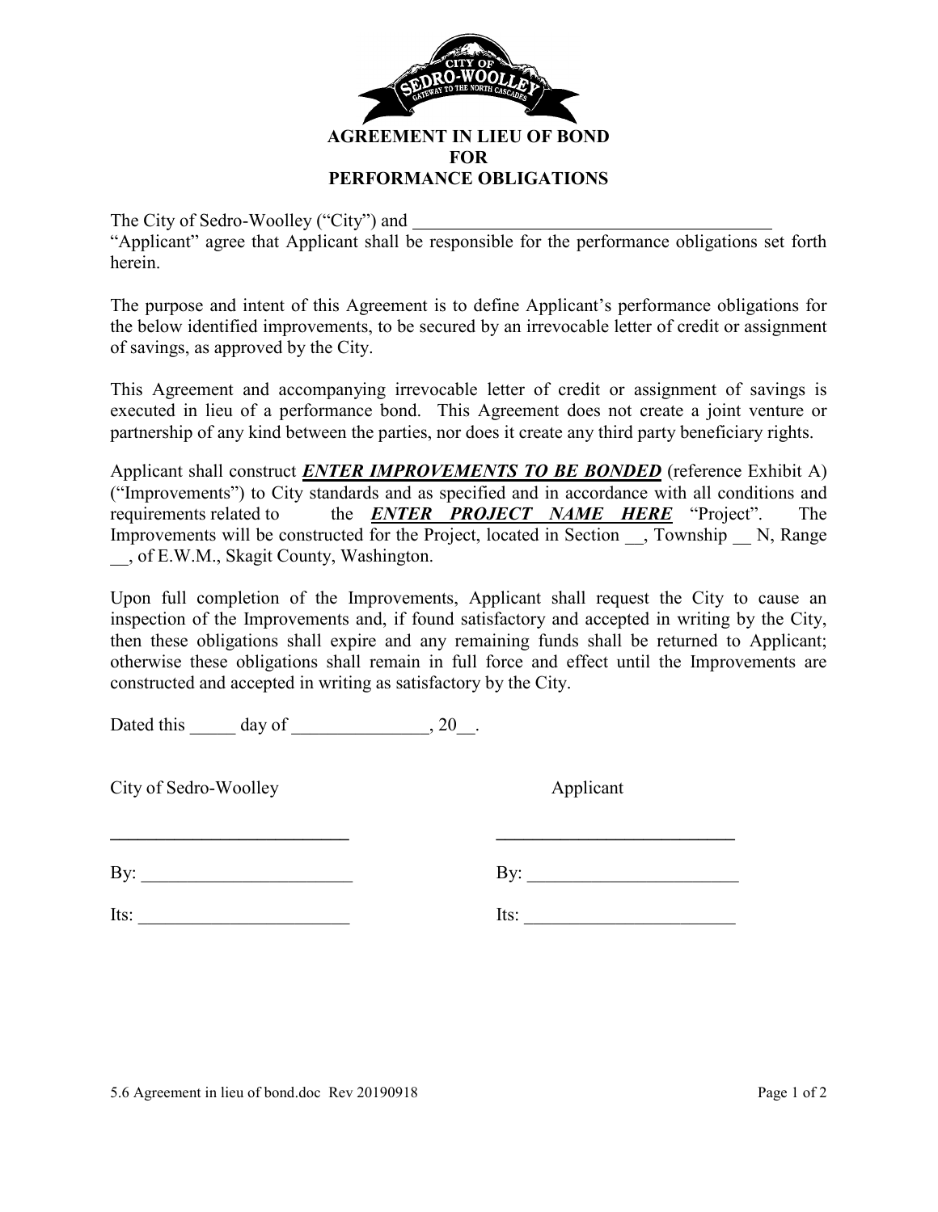# AGREEMENT IN LIEU OF BOND
# FOR
# PERFORMANCE OBLIGATIONS

The City of Sedro-Woolley ("City") and ________________________________________ "Applicant" agree that Applicant shall be responsible for the performance obligations set forth herein.

The purpose and intent of this Agreement is to define Applicant's performance obligations for the below identified improvements, to be secured by an irrevocable letter of credit or assignment of savings, as approved by the City.

This Agreement and accompanying irrevocable letter of credit or assignment of savings is executed in lieu of a performance bond. This Agreement does not create a joint venture or partnership of any kind between the parties, nor does it create any third party beneficiary rights.

Applicant shall construct ***ENTER IMPROVEMENTS TO BE BONDED*** (reference Exhibit A) ("Improvements") to City standards and as specified and in accordance with all conditions and requirements related to the ***ENTER PROJECT NAME HERE*** "Project". The Improvements will be constructed for the Project, located in Section __, Township __ N, Range __, of E.W.M., Skagit County, Washington.

Upon full completion of the Improvements, Applicant shall request the City to cause an inspection of the Improvements and, if found satisfactory and accepted in writing by the City, then these obligations shall expire and any remaining funds shall be returned to Applicant; otherwise these obligations shall remain in full force and effect until the Improvements are constructed and accepted in writing as satisfactory by the City.

Dated this _____ day of _______________, 20__.

City of Sedro-Woolley

___________________________

By: _______________________

Its: _______________________

Applicant

___________________________

By: _______________________

Its: _______________________

5.6 Agreement in lieu of bond.doc Rev 20190918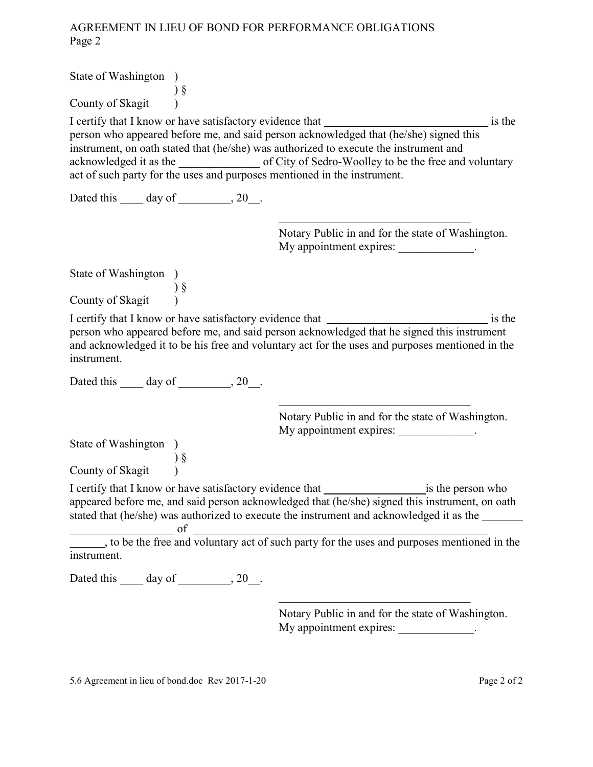State of Washington )
) §
County of Skagit )

I certify that I know or have satisfactory evidence that _____________________________ is the person who appeared before me, and said person acknowledged that (he/she) signed this instrument, on oath stated that (he/she) was authorized to execute the instrument and acknowledged it as the ______________ of City of Sedro-Woolley to be the free and voluntary act of such party for the uses and purposes mentioned in the instrument.

Dated this ____ day of _________, 20__.

__________________________________
Notary Public in and for the state of Washington.
My appointment expires: _____________.

State of Washington )
) §
County of Skagit )

I certify that I know or have satisfactory evidence that _____________________________ is the person who appeared before me, and said person acknowledged that he signed this instrument and acknowledged it to be his free and voluntary act for the uses and purposes mentioned in the instrument.

Dated this ____ day of _________, 20__.

__________________________________
Notary Public in and for the state of Washington.
My appointment expires: _____________.

State of Washington )
) §
County of Skagit )

I certify that I know or have satisfactory evidence that _________________ is the person who appeared before me, and said person acknowledged that (he/she) signed this instrument, on oath stated that (he/she) was authorized to execute the instrument and acknowledged it as the _________________________ of _____________________________________________________________, to be the free and voluntary act of such party for the uses and purposes mentioned in the instrument.

Dated this ____ day of _________, 20__.

__________________________________
Notary Public in and for the state of Washington.
My appointment expires: _____________.